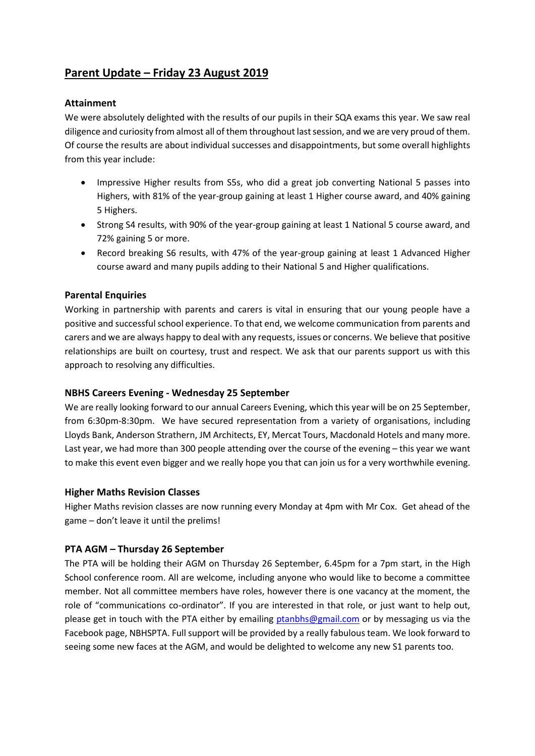# Parent Update – Friday 23 August 2019

### Attainment

We were absolutely delighted with the results of our pupils in their SQA exams this year. We saw real diligence and curiosity from almost all of them throughout last session, and we are very proud of them. Of course the results are about individual successes and disappointments, but some overall highlights from this year include:

- Impressive Higher results from S5s, who did a great job converting National 5 passes into Highers, with 81% of the year-group gaining at least 1 Higher course award, and 40% gaining 5 Highers.
- Strong S4 results, with 90% of the year-group gaining at least 1 National 5 course award, and 72% gaining 5 or more.
- Record breaking S6 results, with 47% of the year-group gaining at least 1 Advanced Higher course award and many pupils adding to their National 5 and Higher qualifications.

### Parental Enquiries

Working in partnership with parents and carers is vital in ensuring that our young people have a positive and successful school experience. To that end, we welcome communication from parents and carers and we are always happy to deal with any requests, issues or concerns. We believe that positive relationships are built on courtesy, trust and respect. We ask that our parents support us with this approach to resolving any difficulties.

### NBHS Careers Evening - Wednesday 25 September

We are really looking forward to our annual Careers Evening, which this year will be on 25 September, from 6:30pm-8:30pm. We have secured representation from a variety of organisations, including Lloyds Bank, Anderson Strathern, JM Architects, EY, Mercat Tours, Macdonald Hotels and many more. Last year, we had more than 300 people attending over the course of the evening – this year we want to make this event even bigger and we really hope you that can join us for a very worthwhile evening.

### Higher Maths Revision Classes

Higher Maths revision classes are now running every Monday at 4pm with Mr Cox. Get ahead of the game – don't leave it until the prelims!

### PTA AGM – Thursday 26 September

The PTA will be holding their AGM on Thursday 26 September, 6.45pm for a 7pm start, in the High School conference room. All are welcome, including anyone who would like to become a committee member. Not all committee members have roles, however there is one vacancy at the moment, the role of "communications co-ordinator". If you are interested in that role, or just want to help out, please get in touch with the PTA either by emailing ptanbhs@gmail.com or by messaging us via the Facebook page, NBHSPTA. Full support will be provided by a really fabulous team. We look forward to seeing some new faces at the AGM, and would be delighted to welcome any new S1 parents too.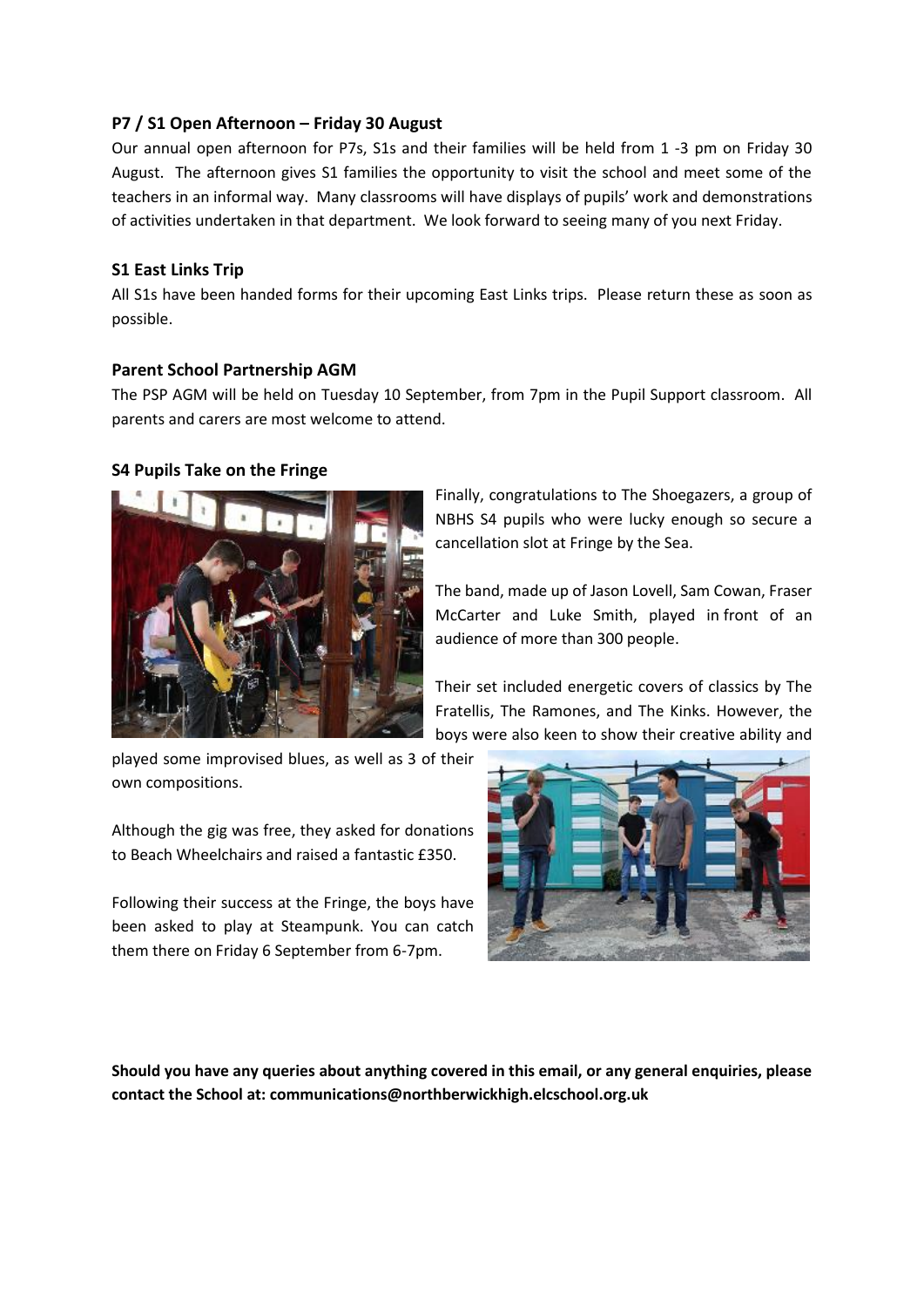**P7 / S1 Open Afternoon – Friday 30 August**

Our annual open afternoon for P7s, S1s and their families will be held from 1 -3 pm on Friday 30 August. The afternoon gives S1 families the opportunity to visit the school and meet some of the teachers in an informal way. Many classrooms will have displays of pupils' work and demonstrations of activities undertaken in that department. We look forward to seeing many of you next Friday.

**S1 East Links Trip**

All S1s have been handed forms for their upcoming East Links trips. Please return these as soon as possible.

**Parent School Partnership AGM**

The PSP AGM will be held on Tuesday 10 September, from 7pm in the Pupil Support classroom. All parents and carers are most welcome to attend.

**S4 Pupils Take on the Fringe**

Finally, congratulations to The Shoegazers, a group of NBHS S4 pupils who were lucky enough so secure a cancellation slot at Fringe by the Sea.

The band, made up of Jason Lovell, Sam Cowan, Fraser McCarter and Luke Smith, played in front of an audience of more than 300 people.

Their set included energetic covers of classics by The Fratellis, The Ramones, and The Kinks. However, the boys were also keen to show their creative ability and played some improvised blues, as well as 3 of their own compositions.

Although the gig was free, they asked for donations to Beach Wheelchairs and raised a fantastic £350.

Following their success at the Fringe, the boys have been asked to play at Steampunk. You can catch them there on Friday 6 September from 6-7pm.

**Should you have any queries about anything covered in this email, or any general enquiries, please contact the School at: communications@northberwickhigh.elcschool.org.uk**